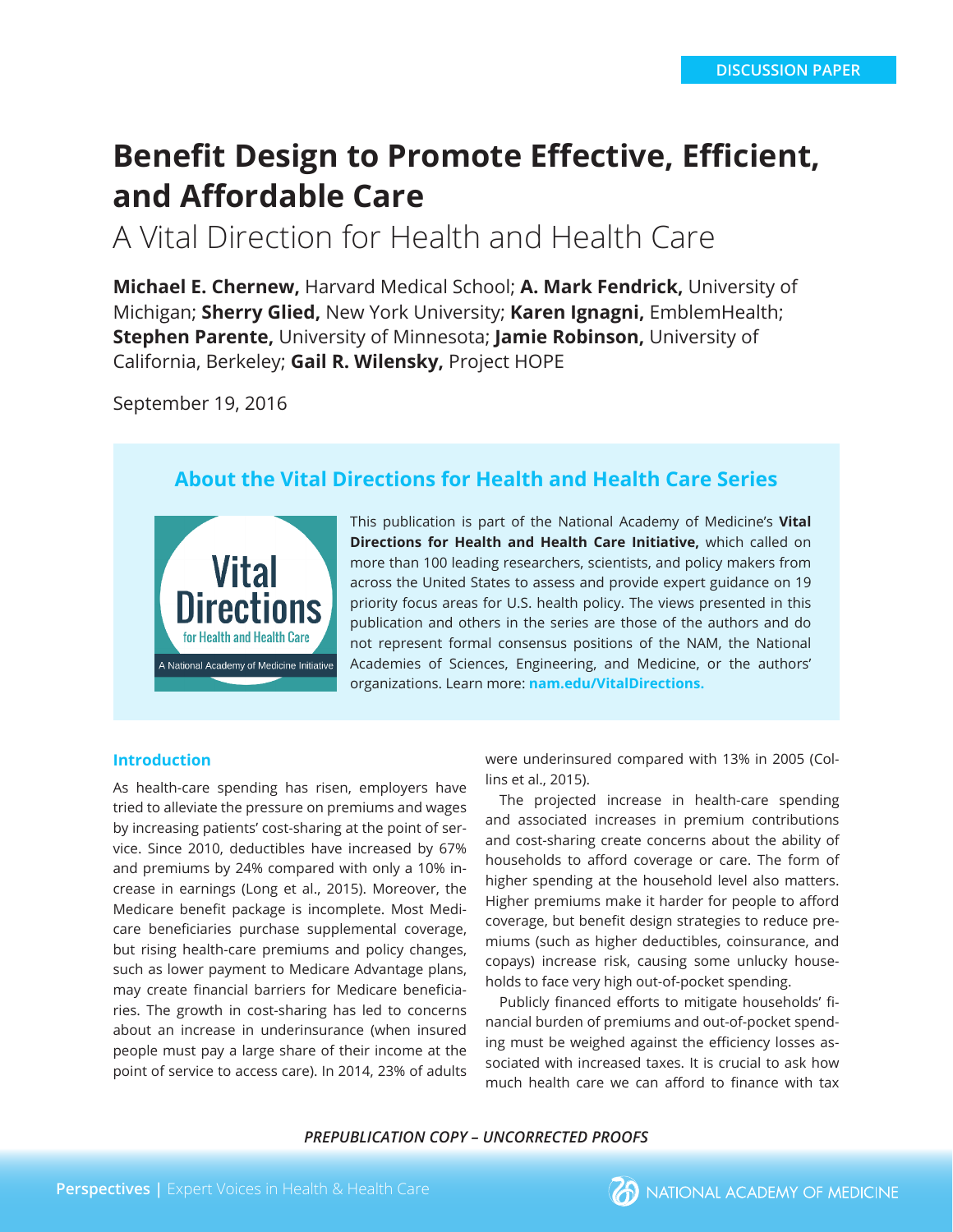DISCUSSION PAPER

# Benefit Design to Promote Effective, Efficient, and Affordable Care

## A Vital Direction for Health and Health Care

**Michael E. Chernew,** Harvard Medical School; **A. Mark Fendrick,** University of Michigan; **Sherry Glied,** New York University; **Karen Ignagni,** EmblemHealth; **Stephen Parente,** University of Minnesota; **Jamie Robinson,** University of California, Berkeley; **Gail R. Wilensky,** Project HOPE

September 19, 2016

### About the Vital Directions for Health and Health Care Series

This publication is part of the National Academy of Medicine's **Vital Directions for Health and Health Care Initiative,** which called on more than 100 leading researchers, scientists, and policy makers from across the United States to assess and provide expert guidance on 19 priority focus areas for U.S. health policy. The views presented in this publication and others in the series are those of the authors and do not represent formal consensus positions of the NAM, the National Academies of Sciences, Engineering, and Medicine, or the authors' organizations. Learn more: **nam.edu/VitalDirections.**

### Introduction

As health-care spending has risen, employers have tried to alleviate the pressure on premiums and wages by increasing patients' cost-sharing at the point of service. Since 2010, deductibles have increased by 67% and premiums by 24% compared with only a 10% increase in earnings (Long et al., 2015). Moreover, the Medicare benefit package is incomplete. Most Medicare beneficiaries purchase supplemental coverage, but rising health-care premiums and policy changes, such as lower payment to Medicare Advantage plans, may create financial barriers for Medicare beneficiaries. The growth in cost-sharing has led to concerns about an increase in underinsurance (when insured people must pay a large share of their income at the point of service to access care). In 2014, 23% of adults were underinsured compared with 13% in 2005 (Collins et al., 2015).

The projected increase in health-care spending and associated increases in premium contributions and cost-sharing create concerns about the ability of households to afford coverage or care. The form of higher spending at the household level also matters. Higher premiums make it harder for people to afford coverage, but benefit design strategies to reduce premiums (such as higher deductibles, coinsurance, and copays) increase risk, causing some unlucky households to face very high out-of-pocket spending.

Publicly financed efforts to mitigate households' financial burden of premiums and out-of-pocket spending must be weighed against the efficiency losses associated with increased taxes. It is crucial to ask how much health care we can afford to finance with tax

*PREPUBLICATION COPY – UNCORRECTED PROOFS*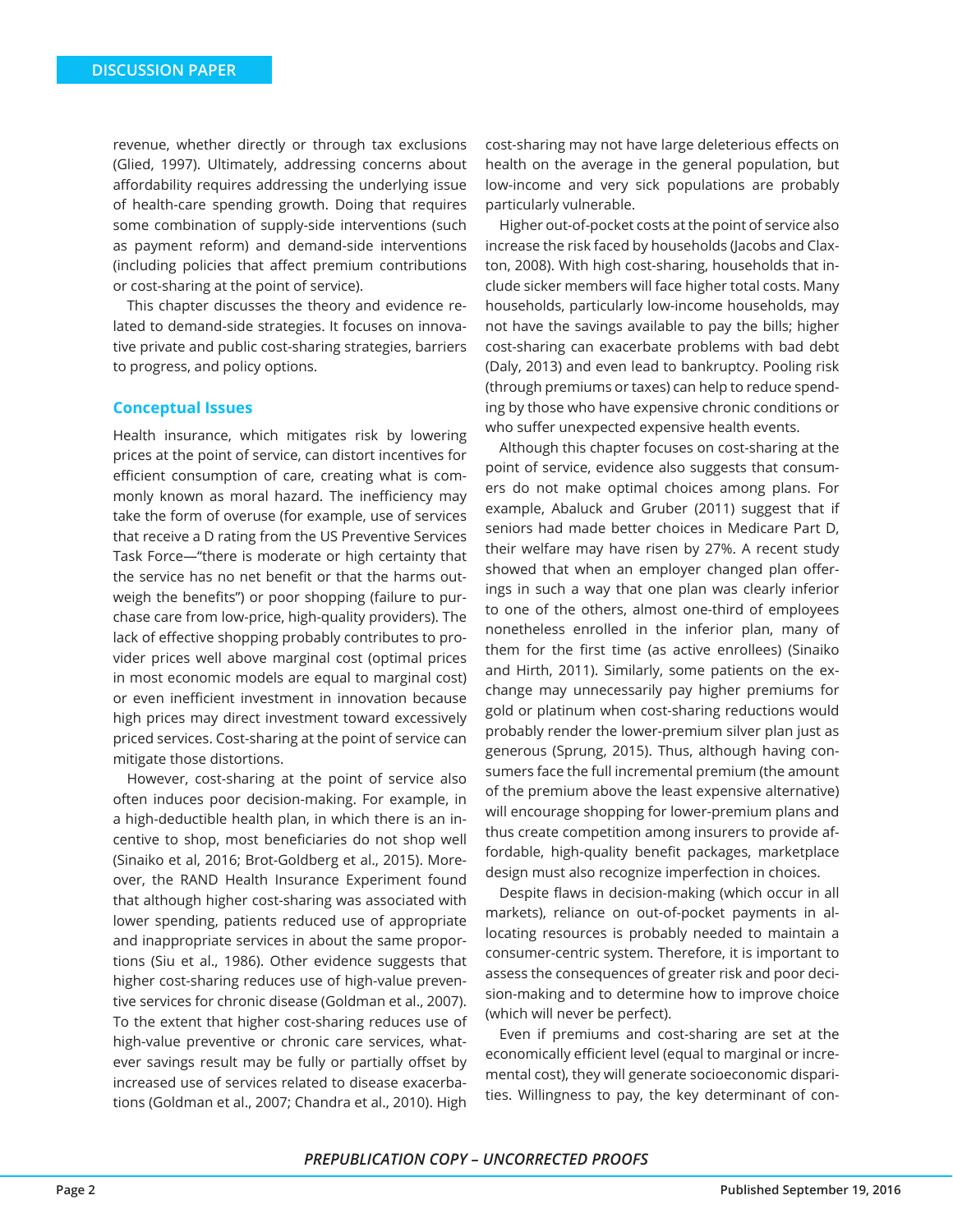revenue, whether directly or through tax exclusions (Glied, 1997). Ultimately, addressing concerns about affordability requires addressing the underlying issue of health-care spending growth. Doing that requires some combination of supply-side interventions (such as payment reform) and demand-side interventions (including policies that affect premium contributions or cost-sharing at the point of service).

This chapter discusses the theory and evidence related to demand-side strategies. It focuses on innovative private and public cost-sharing strategies, barriers to progress, and policy options.

## Conceptual Issues

Health insurance, which mitigates risk by lowering prices at the point of service, can distort incentives for efficient consumption of care, creating what is commonly known as moral hazard. The inefficiency may take the form of overuse (for example, use of services that receive a D rating from the US Preventive Services Task Force—"there is moderate or high certainty that the service has no net benefit or that the harms outweigh the benefits") or poor shopping (failure to purchase care from low-price, high-quality providers). The lack of effective shopping probably contributes to provider prices well above marginal cost (optimal prices in most economic models are equal to marginal cost) or even inefficient investment in innovation because high prices may direct investment toward excessively priced services. Cost-sharing at the point of service can mitigate those distortions.

However, cost-sharing at the point of service also often induces poor decision-making. For example, in a high-deductible health plan, in which there is an incentive to shop, most beneficiaries do not shop well (Sinaiko et al, 2016; Brot-Goldberg et al., 2015). Moreover, the RAND Health Insurance Experiment found that although higher cost-sharing was associated with lower spending, patients reduced use of appropriate and inappropriate services in about the same proportions (Siu et al., 1986). Other evidence suggests that higher cost-sharing reduces use of high-value preventive services for chronic disease (Goldman et al., 2007). To the extent that higher cost-sharing reduces use of high-value preventive or chronic care services, whatever savings result may be fully or partially offset by increased use of services related to disease exacerbations (Goldman et al., 2007; Chandra et al., 2010). High cost-sharing may not have large deleterious effects on health on the average in the general population, but low-income and very sick populations are probably particularly vulnerable.

Higher out-of-pocket costs at the point of service also increase the risk faced by households (Jacobs and Claxton, 2008). With high cost-sharing, households that include sicker members will face higher total costs. Many households, particularly low-income households, may not have the savings available to pay the bills; higher cost-sharing can exacerbate problems with bad debt (Daly, 2013) and even lead to bankruptcy. Pooling risk (through premiums or taxes) can help to reduce spending by those who have expensive chronic conditions or who suffer unexpected expensive health events.

Although this chapter focuses on cost-sharing at the point of service, evidence also suggests that consumers do not make optimal choices among plans. For example, Abaluck and Gruber (2011) suggest that if seniors had made better choices in Medicare Part D, their welfare may have risen by 27%. A recent study showed that when an employer changed plan offerings in such a way that one plan was clearly inferior to one of the others, almost one-third of employees nonetheless enrolled in the inferior plan, many of them for the first time (as active enrollees) (Sinaiko and Hirth, 2011). Similarly, some patients on the exchange may unnecessarily pay higher premiums for gold or platinum when cost-sharing reductions would probably render the lower-premium silver plan just as generous (Sprung, 2015). Thus, although having consumers face the full incremental premium (the amount of the premium above the least expensive alternative) will encourage shopping for lower-premium plans and thus create competition among insurers to provide affordable, high-quality benefit packages, marketplace design must also recognize imperfection in choices.

Despite flaws in decision-making (which occur in all markets), reliance on out-of-pocket payments in allocating resources is probably needed to maintain a consumer-centric system. Therefore, it is important to assess the consequences of greater risk and poor decision-making and to determine how to improve choice (which will never be perfect).

Even if premiums and cost-sharing are set at the economically efficient level (equal to marginal or incremental cost), they will generate socioeconomic disparities. Willingness to pay, the key determinant of con-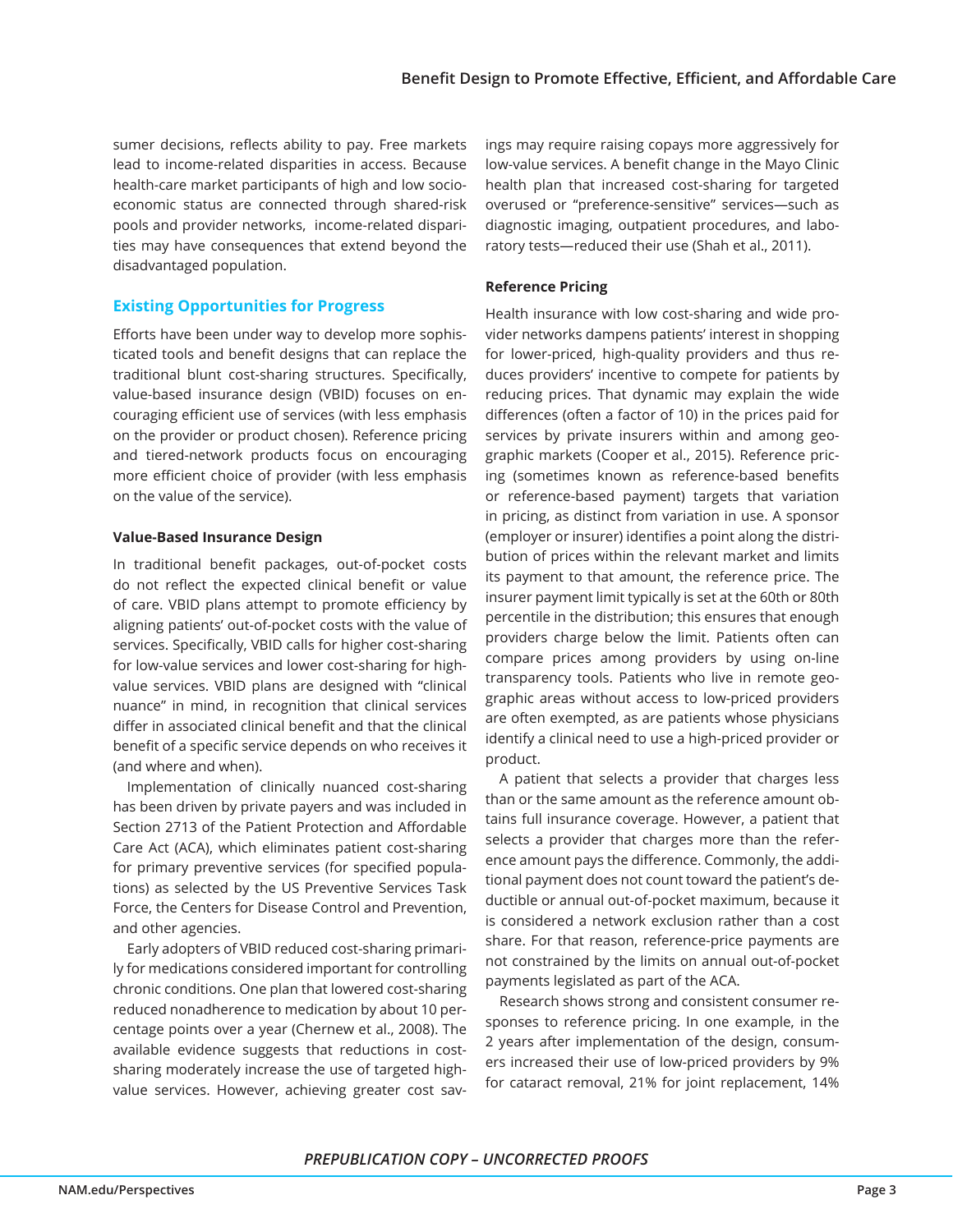sumer decisions, reflects ability to pay. Free markets lead to income-related disparities in access. Because health-care market participants of high and low socioeconomic status are connected through shared-risk pools and provider networks, income-related disparities may have consequences that extend beyond the disadvantaged population.

## Existing Opportunities for Progress

Efforts have been under way to develop more sophisticated tools and benefit designs that can replace the traditional blunt cost-sharing structures. Specifically, value-based insurance design (VBID) focuses on encouraging efficient use of services (with less emphasis on the provider or product chosen). Reference pricing and tiered-network products focus on encouraging more efficient choice of provider (with less emphasis on the value of the service).

### Value-Based Insurance Design

In traditional benefit packages, out-of-pocket costs do not reflect the expected clinical benefit or value of care. VBID plans attempt to promote efficiency by aligning patients' out-of-pocket costs with the value of services. Specifically, VBID calls for higher cost-sharing for low-value services and lower cost-sharing for high-value services. VBID plans are designed with "clinical nuance" in mind, in recognition that clinical services differ in associated clinical benefit and that the clinical benefit of a specific service depends on who receives it (and where and when).

Implementation of clinically nuanced cost-sharing has been driven by private payers and was included in Section 2713 of the Patient Protection and Affordable Care Act (ACA), which eliminates patient cost-sharing for primary preventive services (for specified populations) as selected by the US Preventive Services Task Force, the Centers for Disease Control and Prevention, and other agencies.

Early adopters of VBID reduced cost-sharing primarily for medications considered important for controlling chronic conditions. One plan that lowered cost-sharing reduced nonadherence to medication by about 10 percentage points over a year (Chernew et al., 2008). The available evidence suggests that reductions in cost-sharing moderately increase the use of targeted high-value services. However, achieving greater cost savings may require raising copays more aggressively for low-value services. A benefit change in the Mayo Clinic health plan that increased cost-sharing for targeted overused or "preference-sensitive" services—such as diagnostic imaging, outpatient procedures, and laboratory tests—reduced their use (Shah et al., 2011).

### Reference Pricing

Health insurance with low cost-sharing and wide provider networks dampens patients' interest in shopping for lower-priced, high-quality providers and thus reduces providers' incentive to compete for patients by reducing prices. That dynamic may explain the wide differences (often a factor of 10) in the prices paid for services by private insurers within and among geographic markets (Cooper et al., 2015). Reference pricing (sometimes known as reference-based benefits or reference-based payment) targets that variation in pricing, as distinct from variation in use. A sponsor (employer or insurer) identifies a point along the distribution of prices within the relevant market and limits its payment to that amount, the reference price. The insurer payment limit typically is set at the 60th or 80th percentile in the distribution; this ensures that enough providers charge below the limit. Patients often can compare prices among providers by using on-line transparency tools. Patients who live in remote geographic areas without access to low-priced providers are often exempted, as are patients whose physicians identify a clinical need to use a high-priced provider or product.

A patient that selects a provider that charges less than or the same amount as the reference amount obtains full insurance coverage. However, a patient that selects a provider that charges more than the reference amount pays the difference. Commonly, the additional payment does not count toward the patient's deductible or annual out-of-pocket maximum, because it is considered a network exclusion rather than a cost share. For that reason, reference-price payments are not constrained by the limits on annual out-of-pocket payments legislated as part of the ACA.

Research shows strong and consistent consumer responses to reference pricing. In one example, in the 2 years after implementation of the design, consumers increased their use of low-priced providers by 9% for cataract removal, 21% for joint replacement, 14%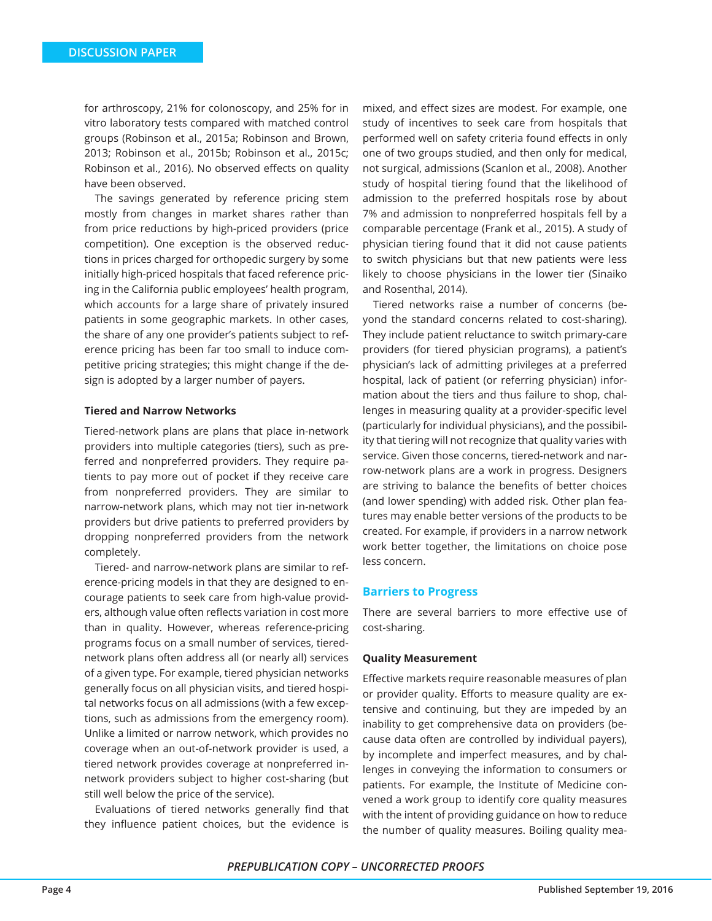for arthroscopy, 21% for colonoscopy, and 25% for in vitro laboratory tests compared with matched control groups (Robinson et al., 2015a; Robinson and Brown, 2013; Robinson et al., 2015b; Robinson et al., 2015c; Robinson et al., 2016). No observed effects on quality have been observed.

The savings generated by reference pricing stem mostly from changes in market shares rather than from price reductions by high-priced providers (price competition). One exception is the observed reductions in prices charged for orthopedic surgery by some initially high-priced hospitals that faced reference pricing in the California public employees' health program, which accounts for a large share of privately insured patients in some geographic markets. In other cases, the share of any one provider's patients subject to reference pricing has been far too small to induce competitive pricing strategies; this might change if the design is adopted by a larger number of payers.

#### Tiered and Narrow Networks

Tiered-network plans are plans that place in-network providers into multiple categories (tiers), such as preferred and nonpreferred providers. They require patients to pay more out of pocket if they receive care from nonpreferred providers. They are similar to narrow-network plans, which may not tier in-network providers but drive patients to preferred providers by dropping nonpreferred providers from the network completely.

Tiered- and narrow-network plans are similar to reference-pricing models in that they are designed to encourage patients to seek care from high-value providers, although value often reflects variation in cost more than in quality. However, whereas reference-pricing programs focus on a small number of services, tiered-network plans often address all (or nearly all) services of a given type. For example, tiered physician networks generally focus on all physician visits, and tiered hospital networks focus on all admissions (with a few exceptions, such as admissions from the emergency room). Unlike a limited or narrow network, which provides no coverage when an out-of-network provider is used, a tiered network provides coverage at nonpreferred in-network providers subject to higher cost-sharing (but still well below the price of the service).

Evaluations of tiered networks generally find that they influence patient choices, but the evidence is mixed, and effect sizes are modest. For example, one study of incentives to seek care from hospitals that performed well on safety criteria found effects in only one of two groups studied, and then only for medical, not surgical, admissions (Scanlon et al., 2008). Another study of hospital tiering found that the likelihood of admission to the preferred hospitals rose by about 7% and admission to nonpreferred hospitals fell by a comparable percentage (Frank et al., 2015). A study of physician tiering found that it did not cause patients to switch physicians but that new patients were less likely to choose physicians in the lower tier (Sinaiko and Rosenthal, 2014).

Tiered networks raise a number of concerns (beyond the standard concerns related to cost-sharing). They include patient reluctance to switch primary-care providers (for tiered physician programs), a patient's physician's lack of admitting privileges at a preferred hospital, lack of patient (or referring physician) information about the tiers and thus failure to shop, challenges in measuring quality at a provider-specific level (particularly for individual physicians), and the possibility that tiering will not recognize that quality varies with service. Given those concerns, tiered-network and narrow-network plans are a work in progress. Designers are striving to balance the benefits of better choices (and lower spending) with added risk. Other plan features may enable better versions of the products to be created. For example, if providers in a narrow network work better together, the limitations on choice pose less concern.

### Barriers to Progress

There are several barriers to more effective use of cost-sharing.

#### Quality Measurement

Effective markets require reasonable measures of plan or provider quality. Efforts to measure quality are extensive and continuing, but they are impeded by an inability to get comprehensive data on providers (because data often are controlled by individual payers), by incomplete and imperfect measures, and by challenges in conveying the information to consumers or patients. For example, the Institute of Medicine convened a work group to identify core quality measures with the intent of providing guidance on how to reduce the number of quality measures. Boiling quality mea-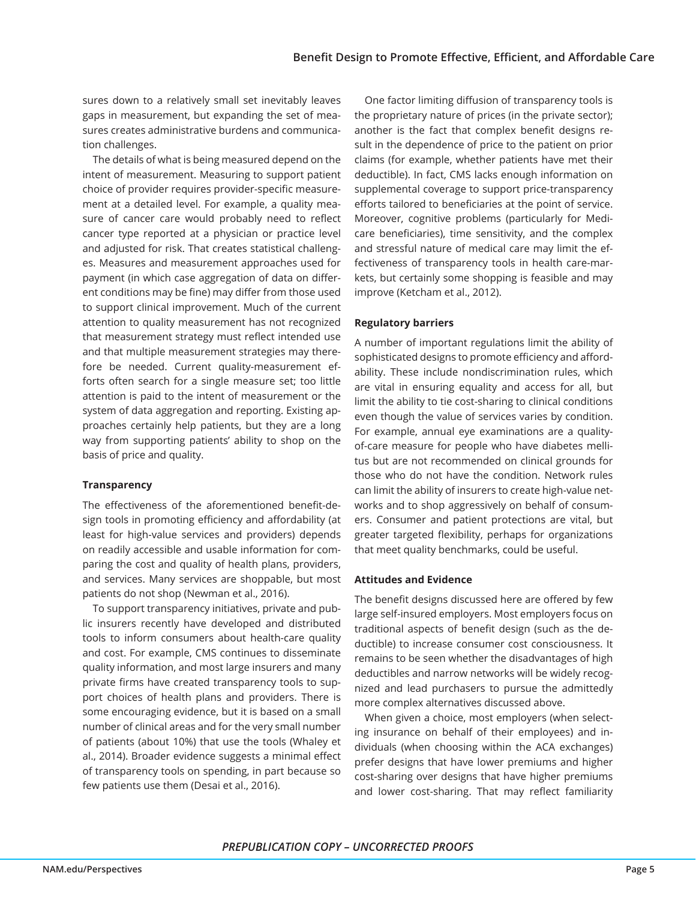sures down to a relatively small set inevitably leaves gaps in measurement, but expanding the set of measures creates administrative burdens and communication challenges.

The details of what is being measured depend on the intent of measurement. Measuring to support patient choice of provider requires provider-specific measurement at a detailed level. For example, a quality measure of cancer care would probably need to reflect cancer type reported at a physician or practice level and adjusted for risk. That creates statistical challenges. Measures and measurement approaches used for payment (in which case aggregation of data on different conditions may be fine) may differ from those used to support clinical improvement. Much of the current attention to quality measurement has not recognized that measurement strategy must reflect intended use and that multiple measurement strategies may therefore be needed. Current quality-measurement efforts often search for a single measure set; too little attention is paid to the intent of measurement or the system of data aggregation and reporting. Existing approaches certainly help patients, but they are a long way from supporting patients' ability to shop on the basis of price and quality.

**Transparency**

The effectiveness of the aforementioned benefit-design tools in promoting efficiency and affordability (at least for high-value services and providers) depends on readily accessible and usable information for comparing the cost and quality of health plans, providers, and services. Many services are shoppable, but most patients do not shop (Newman et al., 2016).

To support transparency initiatives, private and public insurers recently have developed and distributed tools to inform consumers about health-care quality and cost. For example, CMS continues to disseminate quality information, and most large insurers and many private firms have created transparency tools to support choices of health plans and providers. There is some encouraging evidence, but it is based on a small number of clinical areas and for the very small number of patients (about 10%) that use the tools (Whaley et al., 2014). Broader evidence suggests a minimal effect of transparency tools on spending, in part because so few patients use them (Desai et al., 2016).

One factor limiting diffusion of transparency tools is the proprietary nature of prices (in the private sector); another is the fact that complex benefit designs result in the dependence of price to the patient on prior claims (for example, whether patients have met their deductible). In fact, CMS lacks enough information on supplemental coverage to support price-transparency efforts tailored to beneficiaries at the point of service. Moreover, cognitive problems (particularly for Medicare beneficiaries), time sensitivity, and the complex and stressful nature of medical care may limit the effectiveness of transparency tools in health care-markets, but certainly some shopping is feasible and may improve (Ketcham et al., 2012).

**Regulatory barriers**

A number of important regulations limit the ability of sophisticated designs to promote efficiency and affordability. These include nondiscrimination rules, which are vital in ensuring equality and access for all, but limit the ability to tie cost-sharing to clinical conditions even though the value of services varies by condition. For example, annual eye examinations are a quality-of-care measure for people who have diabetes mellitus but are not recommended on clinical grounds for those who do not have the condition. Network rules can limit the ability of insurers to create high-value networks and to shop aggressively on behalf of consumers. Consumer and patient protections are vital, but greater targeted flexibility, perhaps for organizations that meet quality benchmarks, could be useful.

**Attitudes and Evidence**

The benefit designs discussed here are offered by few large self-insured employers. Most employers focus on traditional aspects of benefit design (such as the deductible) to increase consumer cost consciousness. It remains to be seen whether the disadvantages of high deductibles and narrow networks will be widely recognized and lead purchasers to pursue the admittedly more complex alternatives discussed above.

When given a choice, most employers (when selecting insurance on behalf of their employees) and individuals (when choosing within the ACA exchanges) prefer designs that have lower premiums and higher cost-sharing over designs that have higher premiums and lower cost-sharing. That may reflect familiarity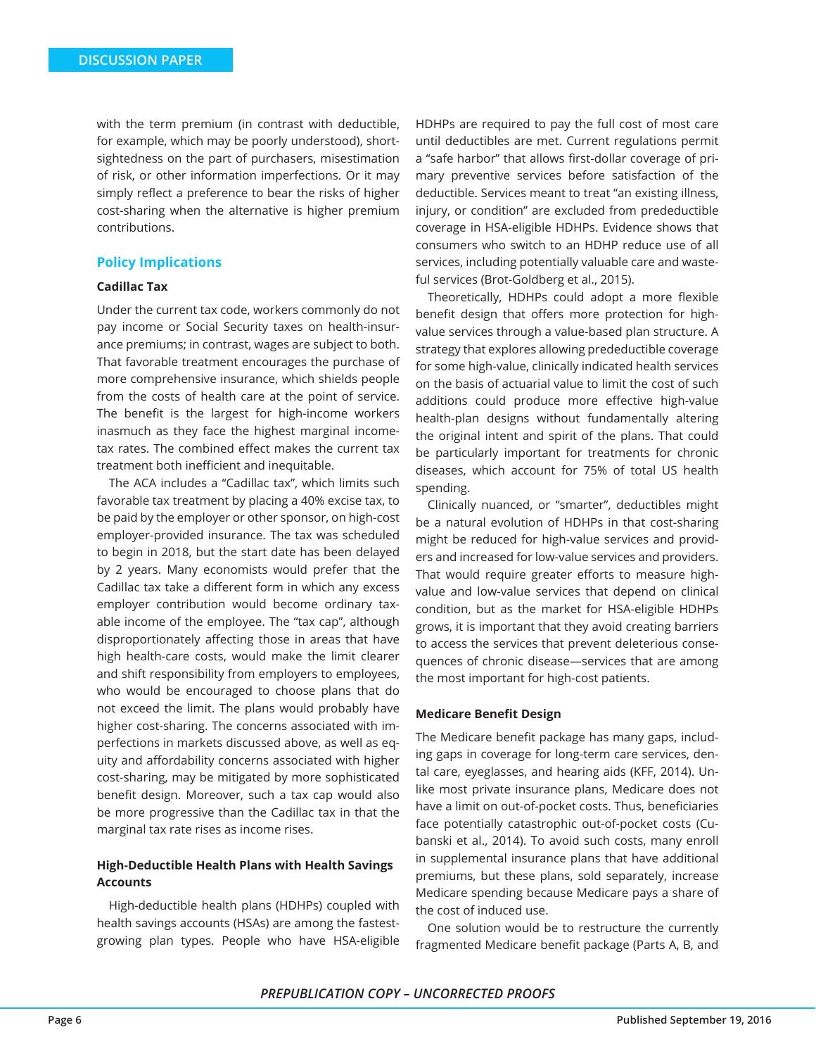with the term premium (in contrast with deductible, for example, which may be poorly understood), short-sightedness on the part of purchasers, misestimation of risk, or other information imperfections. Or it may simply reflect a preference to bear the risks of higher cost-sharing when the alternative is higher premium contributions.

## Policy Implications

### Cadillac Tax

Under the current tax code, workers commonly do not pay income or Social Security taxes on health-insurance premiums; in contrast, wages are subject to both. That favorable treatment encourages the purchase of more comprehensive insurance, which shields people from the costs of health care at the point of service. The benefit is the largest for high-income workers inasmuch as they face the highest marginal income-tax rates. The combined effect makes the current tax treatment both inefficient and inequitable.

The ACA includes a "Cadillac tax", which limits such favorable tax treatment by placing a 40% excise tax, to be paid by the employer or other sponsor, on high-cost employer-provided insurance. The tax was scheduled to begin in 2018, but the start date has been delayed by 2 years. Many economists would prefer that the Cadillac tax take a different form in which any excess employer contribution would become ordinary taxable income of the employee. The "tax cap", although disproportionately affecting those in areas that have high health-care costs, would make the limit clearer and shift responsibility from employers to employees, who would be encouraged to choose plans that do not exceed the limit. The plans would probably have higher cost-sharing. The concerns associated with imperfections in markets discussed above, as well as equity and affordability concerns associated with higher cost-sharing, may be mitigated by more sophisticated benefit design. Moreover, such a tax cap would also be more progressive than the Cadillac tax in that the marginal tax rate rises as income rises.

### High-Deductible Health Plans with Health Savings Accounts

High-deductible health plans (HDHPs) coupled with health savings accounts (HSAs) are among the fastest-growing plan types. People who have HSA-eligible HDHPs are required to pay the full cost of most care until deductibles are met. Current regulations permit a "safe harbor" that allows first-dollar coverage of primary preventive services before satisfaction of the deductible. Services meant to treat "an existing illness, injury, or condition" are excluded from predeductible coverage in HSA-eligible HDHPs. Evidence shows that consumers who switch to an HDHP reduce use of all services, including potentially valuable care and wasteful services (Brot-Goldberg et al., 2015).

Theoretically, HDHPs could adopt a more flexible benefit design that offers more protection for high-value services through a value-based plan structure. A strategy that explores allowing predeductible coverage for some high-value, clinically indicated health services on the basis of actuarial value to limit the cost of such additions could produce more effective high-value health-plan designs without fundamentally altering the original intent and spirit of the plans. That could be particularly important for treatments for chronic diseases, which account for 75% of total US health spending.

Clinically nuanced, or "smarter", deductibles might be a natural evolution of HDHPs in that cost-sharing might be reduced for high-value services and providers and increased for low-value services and providers. That would require greater efforts to measure high-value and low-value services that depend on clinical condition, but as the market for HSA-eligible HDHPs grows, it is important that they avoid creating barriers to access the services that prevent deleterious consequences of chronic disease—services that are among the most important for high-cost patients.

### Medicare Benefit Design

The Medicare benefit package has many gaps, including gaps in coverage for long-term care services, dental care, eyeglasses, and hearing aids (KFF, 2014). Unlike most private insurance plans, Medicare does not have a limit on out-of-pocket costs. Thus, beneficiaries face potentially catastrophic out-of-pocket costs (Cubanski et al., 2014). To avoid such costs, many enroll in supplemental insurance plans that have additional premiums, but these plans, sold separately, increase Medicare spending because Medicare pays a share of the cost of induced use.

One solution would be to restructure the currently fragmented Medicare benefit package (Parts A, B, and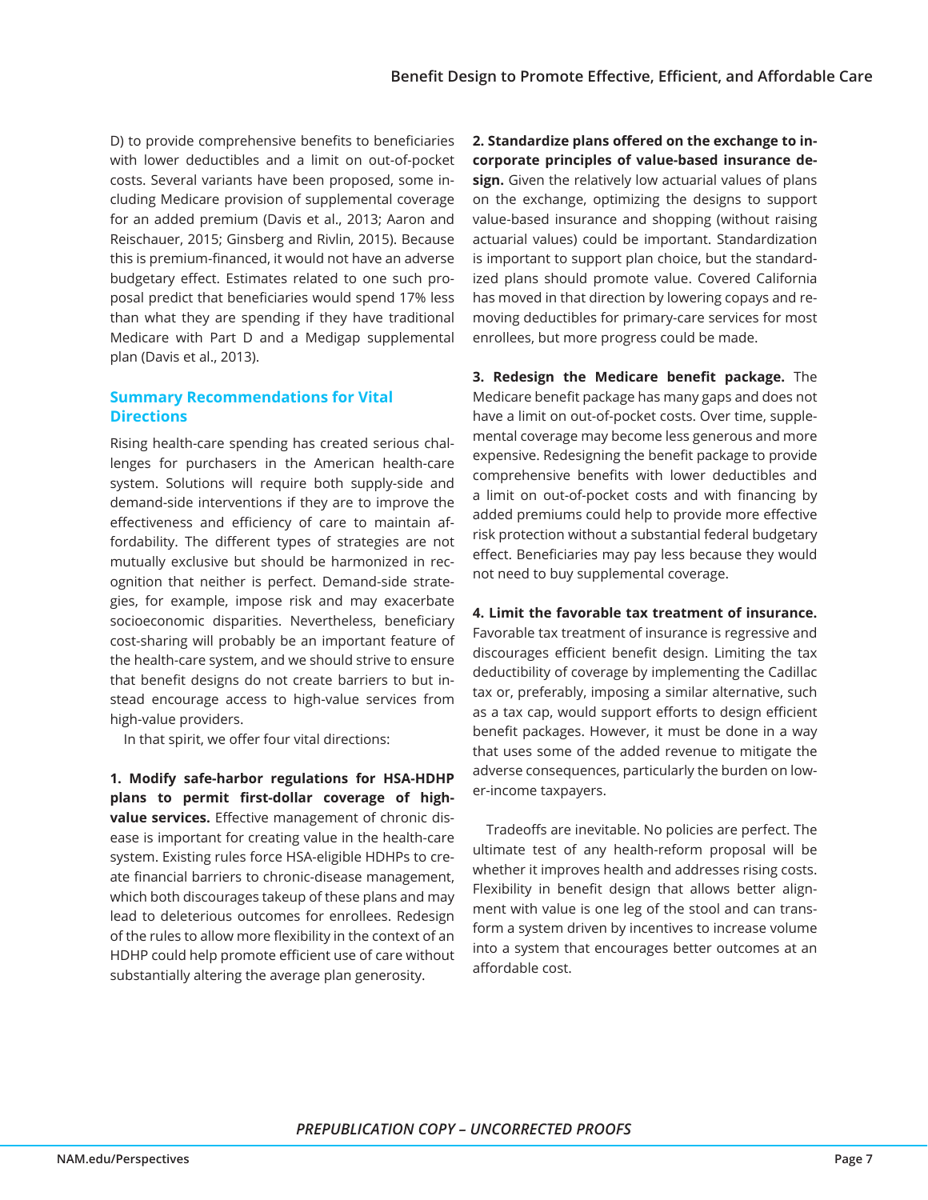D) to provide comprehensive benefits to beneficiaries with lower deductibles and a limit on out-of-pocket costs. Several variants have been proposed, some including Medicare provision of supplemental coverage for an added premium (Davis et al., 2013; Aaron and Reischauer, 2015; Ginsberg and Rivlin, 2015). Because this is premium-financed, it would not have an adverse budgetary effect. Estimates related to one such proposal predict that beneficiaries would spend 17% less than what they are spending if they have traditional Medicare with Part D and a Medigap supplemental plan (Davis et al., 2013).

## Summary Recommendations for Vital Directions

Rising health-care spending has created serious challenges for purchasers in the American health-care system. Solutions will require both supply-side and demand-side interventions if they are to improve the effectiveness and efficiency of care to maintain affordability. The different types of strategies are not mutually exclusive but should be harmonized in recognition that neither is perfect. Demand-side strategies, for example, impose risk and may exacerbate socioeconomic disparities. Nevertheless, beneficiary cost-sharing will probably be an important feature of the health-care system, and we should strive to ensure that benefit designs do not create barriers to but instead encourage access to high-value services from high-value providers.

In that spirit, we offer four vital directions:

**1. Modify safe-harbor regulations for HSA-HDHP plans to permit first-dollar coverage of high-value services.** Effective management of chronic disease is important for creating value in the health-care system. Existing rules force HSA-eligible HDHPs to create financial barriers to chronic-disease management, which both discourages takeup of these plans and may lead to deleterious outcomes for enrollees. Redesign of the rules to allow more flexibility in the context of an HDHP could help promote efficient use of care without substantially altering the average plan generosity.

**2. Standardize plans offered on the exchange to incorporate principles of value-based insurance design.** Given the relatively low actuarial values of plans on the exchange, optimizing the designs to support value-based insurance and shopping (without raising actuarial values) could be important. Standardization is important to support plan choice, but the standardized plans should promote value. Covered California has moved in that direction by lowering copays and removing deductibles for primary-care services for most enrollees, but more progress could be made.

**3. Redesign the Medicare benefit package.** The Medicare benefit package has many gaps and does not have a limit on out-of-pocket costs. Over time, supplemental coverage may become less generous and more expensive. Redesigning the benefit package to provide comprehensive benefits with lower deductibles and a limit on out-of-pocket costs and with financing by added premiums could help to provide more effective risk protection without a substantial federal budgetary effect. Beneficiaries may pay less because they would not need to buy supplemental coverage.

**4. Limit the favorable tax treatment of insurance.** Favorable tax treatment of insurance is regressive and discourages efficient benefit design. Limiting the tax deductibility of coverage by implementing the Cadillac tax or, preferably, imposing a similar alternative, such as a tax cap, would support efforts to design efficient benefit packages. However, it must be done in a way that uses some of the added revenue to mitigate the adverse consequences, particularly the burden on lower-income taxpayers.

Tradeoffs are inevitable. No policies are perfect. The ultimate test of any health-reform proposal will be whether it improves health and addresses rising costs. Flexibility in benefit design that allows better alignment with value is one leg of the stool and can transform a system driven by incentives to increase volume into a system that encourages better outcomes at an affordable cost.

*PREPUBLICATION COPY – UNCORRECTED PROOFS*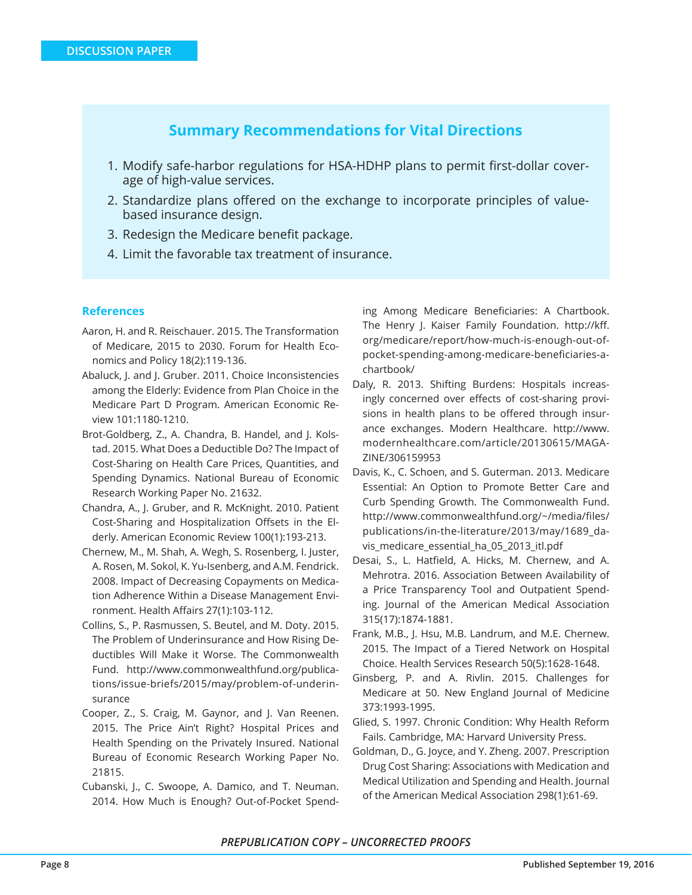## Summary Recommendations for Vital Directions

1. Modify safe-harbor regulations for HSA-HDHP plans to permit first-dollar coverage of high-value services.
2. Standardize plans offered on the exchange to incorporate principles of value-based insurance design.
3. Redesign the Medicare benefit package.
4. Limit the favorable tax treatment of insurance.

### References

Aaron, H. and R. Reischauer. 2015. The Transformation of Medicare, 2015 to 2030. Forum for Health Economics and Policy 18(2):119-136.

Abaluck, J. and J. Gruber. 2011. Choice Inconsistencies among the Elderly: Evidence from Plan Choice in the Medicare Part D Program. American Economic Review 101:1180-1210.

Brot-Goldberg, Z., A. Chandra, B. Handel, and J. Kolstad. 2015. What Does a Deductible Do? The Impact of Cost-Sharing on Health Care Prices, Quantities, and Spending Dynamics. National Bureau of Economic Research Working Paper No. 21632.

Chandra, A., J. Gruber, and R. McKnight. 2010. Patient Cost-Sharing and Hospitalization Offsets in the Elderly. American Economic Review 100(1):193-213.

Chernew, M., M. Shah, A. Wegh, S. Rosenberg, I. Juster, A. Rosen, M. Sokol, K. Yu-Isenberg, and A.M. Fendrick. 2008. Impact of Decreasing Copayments on Medication Adherence Within a Disease Management Environment. Health Affairs 27(1):103-112.

Collins, S., P. Rasmussen, S. Beutel, and M. Doty. 2015. The Problem of Underinsurance and How Rising Deductibles Will Make it Worse. The Commonwealth Fund. http://www.commonwealthfund.org/publications/issue-briefs/2015/may/problem-of-underinsurance

Cooper, Z., S. Craig, M. Gaynor, and J. Van Reenen. 2015. The Price Ain't Right? Hospital Prices and Health Spending on the Privately Insured. National Bureau of Economic Research Working Paper No. 21815.

Cubanski, J., C. Swoope, A. Damico, and T. Neuman. 2014. How Much is Enough? Out-of-Pocket Spending Among Medicare Beneficiaries: A Chartbook. The Henry J. Kaiser Family Foundation. http://kff.org/medicare/report/how-much-is-enough-out-of-pocket-spending-among-medicare-beneficiaries-a-chartbook/

Daly, R. 2013. Shifting Burdens: Hospitals increasingly concerned over effects of cost-sharing provisions in health plans to be offered through insurance exchanges. Modern Healthcare. http://www.modernhealthcare.com/article/20130615/MAGAZINE/306159953

Davis, K., C. Schoen, and S. Guterman. 2013. Medicare Essential: An Option to Promote Better Care and Curb Spending Growth. The Commonwealth Fund. http://www.commonwealthfund.org/~/media/files/publications/in-the-literature/2013/may/1689_davis_medicare_essential_ha_05_2013_itl.pdf

Desai, S., L. Hatfield, A. Hicks, M. Chernew, and A. Mehrotra. 2016. Association Between Availability of a Price Transparency Tool and Outpatient Spending. Journal of the American Medical Association 315(17):1874-1881.

Frank, M.B., J. Hsu, M.B. Landrum, and M.E. Chernew. 2015. The Impact of a Tiered Network on Hospital Choice. Health Services Research 50(5):1628-1648.

Ginsberg, P. and A. Rivlin. 2015. Challenges for Medicare at 50. New England Journal of Medicine 373:1993-1995.

Glied, S. 1997. Chronic Condition: Why Health Reform Fails. Cambridge, MA: Harvard University Press.

Goldman, D., G. Joyce, and Y. Zheng. 2007. Prescription Drug Cost Sharing: Associations with Medication and Medical Utilization and Spending and Health. Journal of the American Medical Association 298(1):61-69.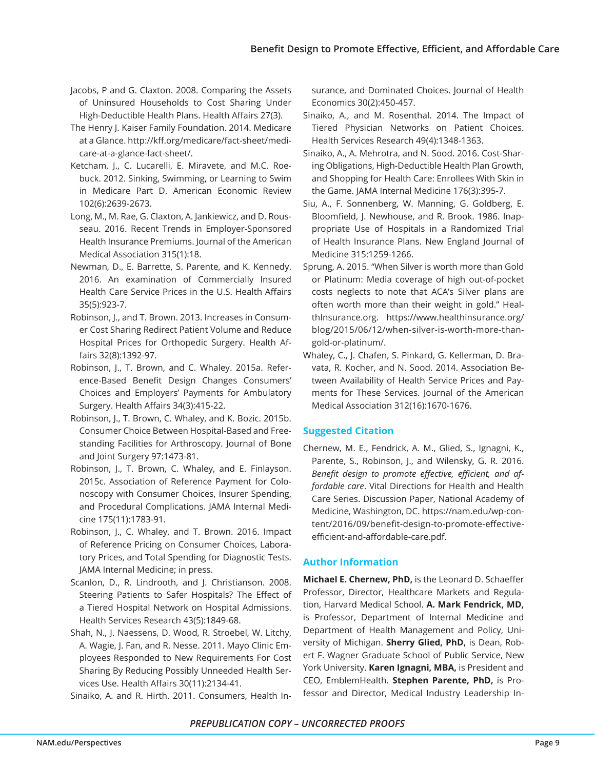Jacobs, P and G. Claxton. 2008. Comparing the Assets of Uninsured Households to Cost Sharing Under High-Deductible Health Plans. Health Affairs 27(3).

The Henry J. Kaiser Family Foundation. 2014. Medicare at a Glance. http://kff.org/medicare/fact-sheet/medicare-at-a-glance-fact-sheet/.

Ketcham, J., C. Lucarelli, E. Miravete, and M.C. Roebuck. 2012. Sinking, Swimming, or Learning to Swim in Medicare Part D. American Economic Review 102(6):2639-2673.

Long, M., M. Rae, G. Claxton, A. Jankiewicz, and D. Rousseau. 2016. Recent Trends in Employer-Sponsored Health Insurance Premiums. Journal of the American Medical Association 315(1):18.

Newman, D., E. Barrette, S. Parente, and K. Kennedy. 2016. An examination of Commercially Insured Health Care Service Prices in the U.S. Health Affairs 35(5):923-7.

Robinson, J., and T. Brown. 2013. Increases in Consumer Cost Sharing Redirect Patient Volume and Reduce Hospital Prices for Orthopedic Surgery. Health Affairs 32(8):1392-97.

Robinson, J., T. Brown, and C. Whaley. 2015a. Reference-Based Benefit Design Changes Consumers' Choices and Employers' Payments for Ambulatory Surgery. Health Affairs 34(3):415-22.

Robinson, J., T. Brown, C. Whaley, and K. Bozic. 2015b. Consumer Choice Between Hospital-Based and Freestanding Facilities for Arthroscopy. Journal of Bone and Joint Surgery 97:1473-81.

Robinson, J., T. Brown, C. Whaley, and E. Finlayson. 2015c. Association of Reference Payment for Colonoscopy with Consumer Choices, Insurer Spending, and Procedural Complications. JAMA Internal Medicine 175(11):1783-91.

Robinson, J., C. Whaley, and T. Brown. 2016. Impact of Reference Pricing on Consumer Choices, Laboratory Prices, and Total Spending for Diagnostic Tests. JAMA Internal Medicine; in press.

Scanlon, D., R. Lindrooth, and J. Christianson. 2008. Steering Patients to Safer Hospitals? The Effect of a Tiered Hospital Network on Hospital Admissions. Health Services Research 43(5):1849-68.

Shah, N., J. Naessens, D. Wood, R. Stroebel, W. Litchy, A. Wagie, J. Fan, and R. Nesse. 2011. Mayo Clinic Employees Responded to New Requirements For Cost Sharing By Reducing Possibly Unneeded Health Services Use. Health Affairs 30(11):2134-41.

Sinaiko, A. and R. Hirth. 2011. Consumers, Health Insurance, and Dominated Choices. Journal of Health Economics 30(2):450-457.

Sinaiko, A., and M. Rosenthal. 2014. The Impact of Tiered Physician Networks on Patient Choices. Health Services Research 49(4):1348-1363.

Sinaiko, A., A. Mehrotra, and N. Sood. 2016. Cost-Sharing Obligations, High-Deductible Health Plan Growth, and Shopping for Health Care: Enrollees With Skin in the Game. JAMA Internal Medicine 176(3):395-7.

Siu, A., F. Sonnenberg, W. Manning, G. Goldberg, E. Bloomfield, J. Newhouse, and R. Brook. 1986. Inappropriate Use of Hospitals in a Randomized Trial of Health Insurance Plans. New England Journal of Medicine 315:1259-1266.

Sprung, A. 2015. "When Silver is worth more than Gold or Platinum: Media coverage of high out-of-pocket costs neglects to note that ACA's Silver plans are often worth more than their weight in gold." HealthInsurance.org. https://www.healthinsurance.org/blog/2015/06/12/when-silver-is-worth-more-than-gold-or-platinum/.

Whaley, C., J. Chafen, S. Pinkard, G. Kellerman, D. Bravata, R. Kocher, and N. Sood. 2014. Association Between Availability of Health Service Prices and Payments for These Services. Journal of the American Medical Association 312(16):1670-1676.

## Suggested Citation

Chernew, M. E., Fendrick, A. M., Glied, S., Ignagni, K., Parente, S., Robinson, J., and Wilensky, G. R. 2016. *Benefit design to promote effective, efficient, and affordable care*. Vital Directions for Health and Health Care Series. Discussion Paper, National Academy of Medicine, Washington, DC. https://nam.edu/wp-content/2016/09/benefit-design-to-promote-effective-efficient-and-affordable-care.pdf.

## Author Information

**Michael E. Chernew, PhD,** is the Leonard D. Schaeffer Professor, Director, Healthcare Markets and Regulation, Harvard Medical School. **A. Mark Fendrick, MD,** is Professor, Department of Internal Medicine and Department of Health Management and Policy, University of Michigan. **Sherry Glied, PhD,** is Dean, Robert F. Wagner Graduate School of Public Service, New York University. **Karen Ignagni, MBA,** is President and CEO, EmblemHealth. **Stephen Parente, PhD,** is Professor and Director, Medical Industry Leadership In-

*PREPUBLICATION COPY – UNCORRECTED PROOFS*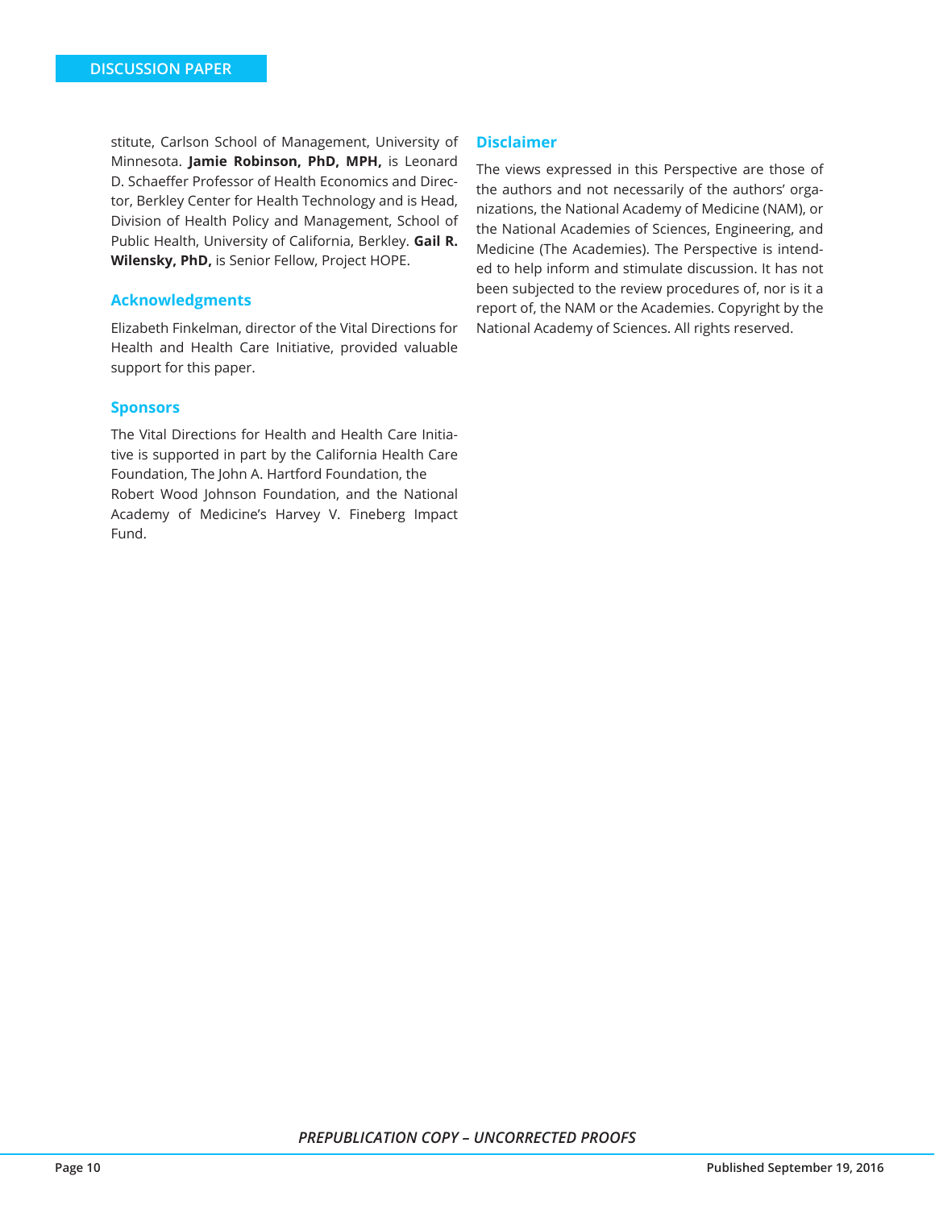stitute, Carlson School of Management, University of Minnesota. **Jamie Robinson, PhD, MPH,** is Leonard D. Schaeffer Professor of Health Economics and Director, Berkley Center for Health Technology and is Head, Division of Health Policy and Management, School of Public Health, University of California, Berkley. **Gail R. Wilensky, PhD,** is Senior Fellow, Project HOPE.

## Acknowledgments

Elizabeth Finkelman, director of the Vital Directions for Health and Health Care Initiative, provided valuable support for this paper.

## Sponsors

The Vital Directions for Health and Health Care Initiative is supported in part by the California Health Care Foundation, The John A. Hartford Foundation, the Robert Wood Johnson Foundation, and the National Academy of Medicine's Harvey V. Fineberg Impact Fund.

## Disclaimer

The views expressed in this Perspective are those of the authors and not necessarily of the authors' organizations, the National Academy of Medicine (NAM), or the National Academies of Sciences, Engineering, and Medicine (The Academies). The Perspective is intended to help inform and stimulate discussion. It has not been subjected to the review procedures of, nor is it a report of, the NAM or the Academies. Copyright by the National Academy of Sciences. All rights reserved.